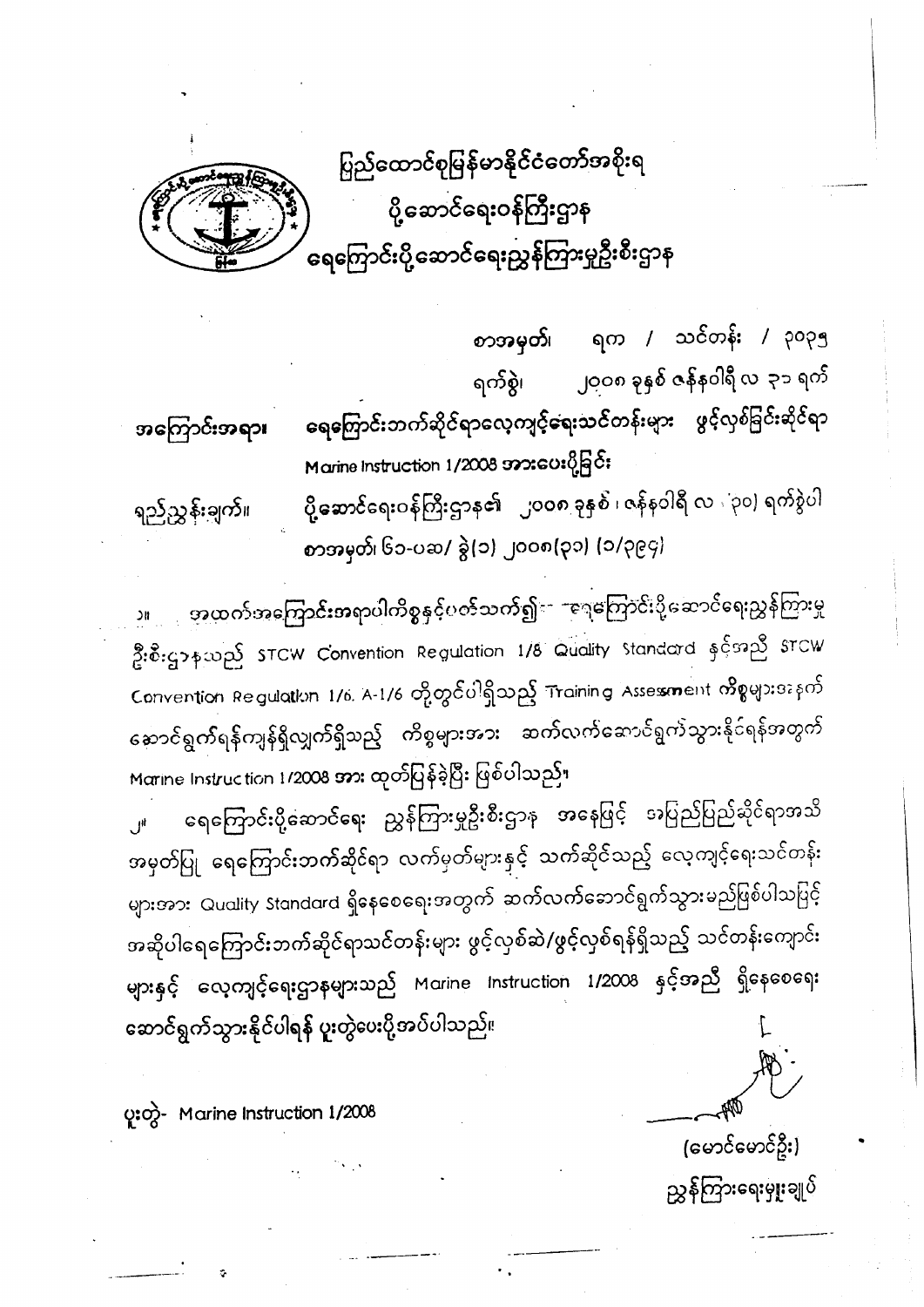ပြည်ထောင်စုမြန်မာနိုင်ငံတော်အစိုးရ
ပို့ဆောင်ရေးဝန်ကြီးဌာန
ရေကြောင်းပို့ဆောင်ရေးညွှန်ကြားမှုဦးစီးဌာန

စာအမှတ်၊ ရက / သင်တန်း / ၃၀၃၅

ရက်စွဲ၊ ၂၀၀၈ ခုနှစ် ဇန်နဝါရီလ ၃၁ ရက်

အကြောင်းအရာ။ ရေကြောင်းဘက်ဆိုင်ရာလေ့ကျင့်ရေးသင်တန်းများ ဖွင့်လှစ်ခြင်းဆိုင်ရာ Marine Instruction 1/2008 အားပေးပို့ခြင်း

ရည်ညွှန်းချက်။ ပို့ဆောင်ရေးဝန်ကြီးဌာန၏ ၂၀၀၈ ခုနှစ်၊ ဇန်နဝါရီလ ၃၀ ရက်စွဲပါ စာအမှတ်၊ ၆၁-ပဆ/ ခွဲ(၁) ၂၀၀၈(၃၁) (၁/၃၉၄)

၁။ အထက်အကြောင်းအရာပါကိစ္စနှင့်ပတ်သက်၍ ရေကြောင်းပို့ဆောင်ရေးညွှန်ကြားမှုဦးစီးဌာနသည် STCW Convention Regulation 1/8 Quality Standard နှင့်အညီ STCW Convention Regulation 1/6, A-1/6 တို့တွင်ပါရှိသည့် Training Assessment ကိစ္စများအနက် ဆောင်ရွက်ရန်ကျန်ရှိလျက်ရှိသည့် ကိစ္စများအား ဆက်လက်ဆောင်ရွက်သွားနိုင်ရန်အတွက် Marine Instruction 1/2008 အား ထုတ်ပြန်ခဲ့ပြီး ဖြစ်ပါသည်။

၂။ ရေကြောင်းပို့ဆောင်ရေး ညွှန်ကြားမှုဦးစီးဌာန အနေဖြင့် အပြည်ပြည်ဆိုင်ရာအသိအမှတ်ပြု ရေကြောင်းဘက်ဆိုင်ရာ လက်မှတ်များနှင့် သက်ဆိုင်သည့် လေ့ကျင့်ရေးသင်တန်းများအား Quality Standard ရှိနေစေရေးအတွက် ဆက်လက်ဆောင်ရွက်သွားမည်ဖြစ်ပါသဖြင့် အဆိုပါရေကြောင်းဘက်ဆိုင်ရာသင်တန်းများ ဖွင့်လှစ်ဆဲ/ဖွင့်လှစ်ရန်ရှိသည့် သင်တန်းကျောင်းများနှင့် လေ့ကျင့်ရေးဌာနများသည် Marine Instruction 1/2008 နှင့်အညီ ရှိနေစေရေး ဆောင်ရွက်သွားနိုင်ပါရန် ပူးတွဲပေးပို့အပ်ပါသည်။

(မောင်မောင်ဦး)
ညွှန်ကြားရေးမှူးချုပ်

ပူးတွဲ- Marine Instruction 1/2008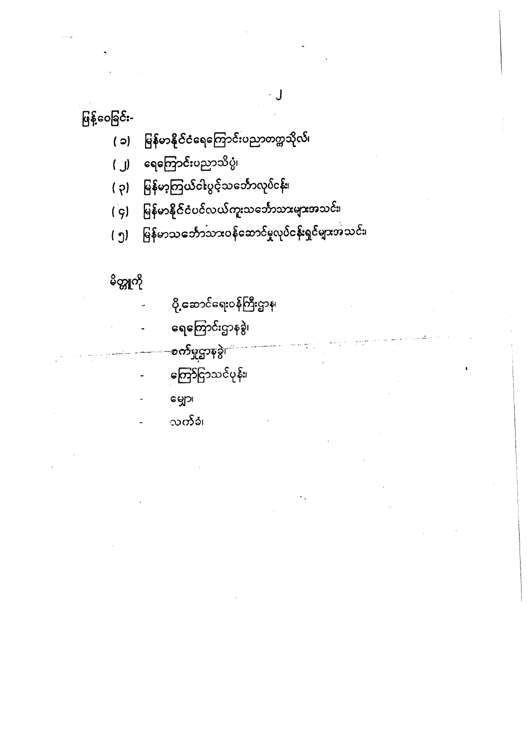ဖြန့်ဝေခြင်း-

- (၁) မြန်မာနိုင်ငံရေကြောင်းပညာတက္ကသိုလ်၊
- (၂) ရေကြောင်းပညာသိပ္ပံ၊
- (၃) မြန်မာ့ကြယ်ငါးပွင့်သင်္ဘောလုပ်ငန်း၊
- (၄) မြန်မာနိုင်ငံပင်လယ်ကူးသင်္ဘောသားများအသင်း၊
- (၅) မြန်မာသင်္ဘောသားဝန်ဆောင်မှုလုပ်ငန်းရှင်များအသင်း၊

မိတ္တူကို

- ပို့ဆောင်ရေးဝန်ကြီးဌာန၊
- ရေကြောင်းဌာနခွဲ၊
- စက်မှုဌာနခွဲ၊
- ကြော်ငြာသင်ပုန်း၊
- မျှော၊
- လက်ခံ၊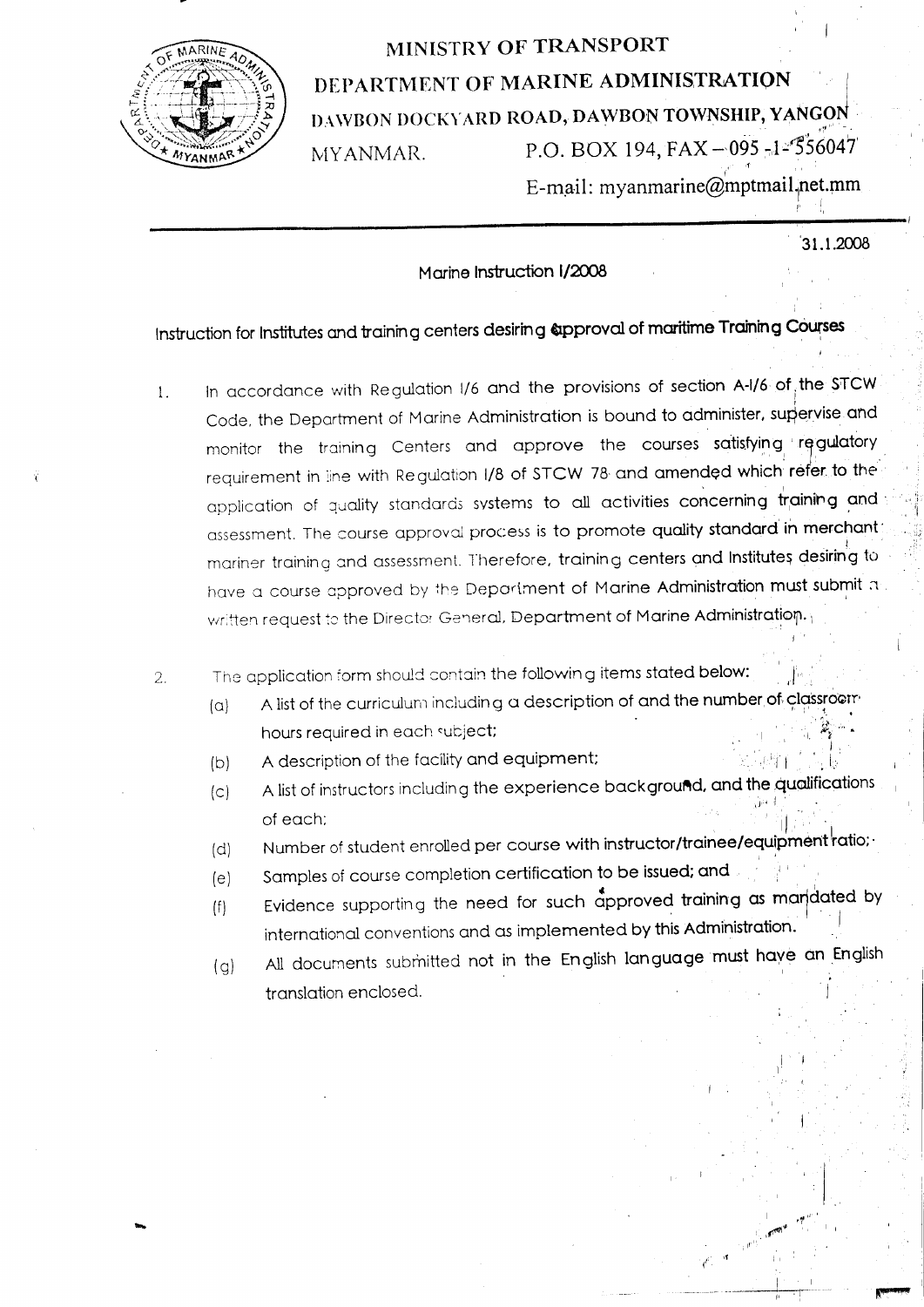# MINISTRY OF TRANSPORT

## DEPARTMENT OF MARINE ADMINISTRATION

DAWBON DOCKYARD ROAD, DAWBON TOWNSHIP, YANGON

MYANMAR. P.O. BOX 194, FAX – 095 -1- 556047

E-mail: myanmarine@mptmail.net.mm

31.1.2008

### Marine Instruction I/2008

### Instruction for Institutes and training centers desiring approval of maritime Training Courses

1. In accordance with Regulation I/6 and the provisions of section A-I/6 of the STCW Code, the Department of Marine Administration is bound to administer, supervise and monitor the training Centers and approve the courses satisfying regulatory requirement in line with Regulation I/8 of STCW 78 and amended which refer to the application of quality standards systems to all activities concerning training and assessment. The course approval process is to promote quality standard in merchant mariner training and assessment. Therefore, training centers and Institutes desiring to have a course approved by the Department of Marine Administration must submit a written request to the Director General, Department of Marine Administration.

2. The application form should contain the following items stated below:
   - (a) A list of the curriculum including a description of and the number of classroom hours required in each subject;
   - (b) A description of the facility and equipment;
   - (c) A list of instructors including the experience background, and the qualifications of each;
   - (d) Number of student enrolled per course with instructor/trainee/equipment ratio;
   - (e) Samples of course completion certification to be issued; and
   - (f) Evidence supporting the need for such approved training as mandated by international conventions and as implemented by this Administration.
   - (g) All documents submitted not in the English language must have an English translation enclosed.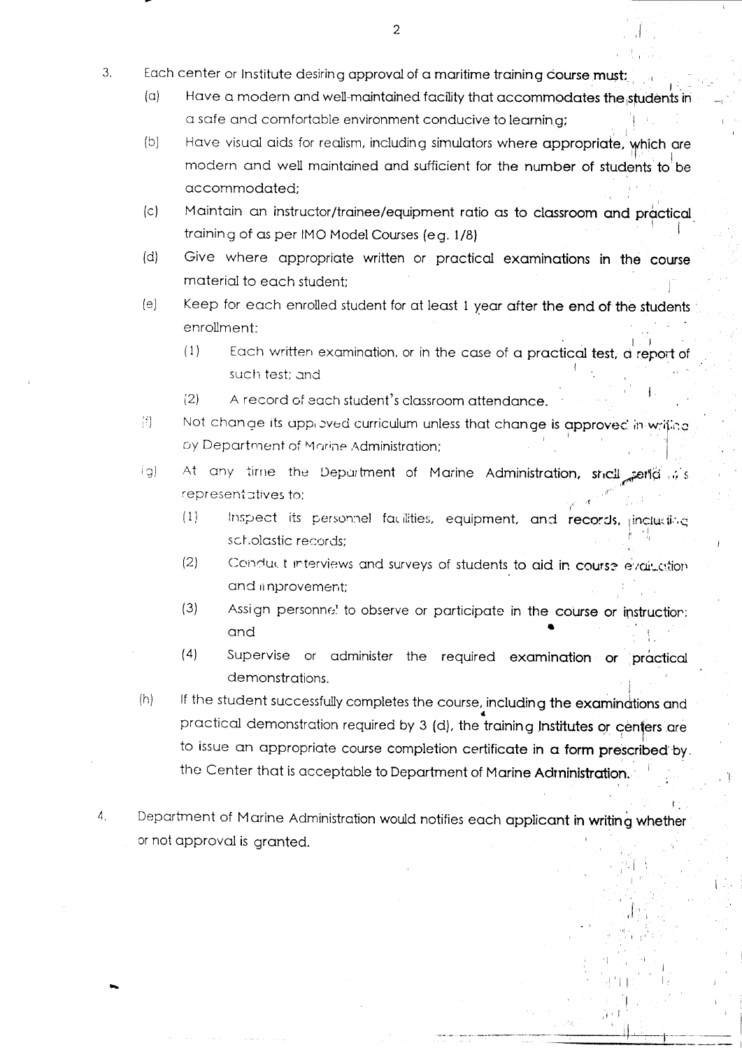3. Each center or Institute desiring approval of a maritime training course must:

   (a) Have a modern and well-maintained facility that accommodates the students in a safe and comfortable environment conducive to learning;

   (b) Have visual aids for realism, including simulators where appropriate, which are modern and well maintained and sufficient for the number of students to be accommodated;

   (c) Maintain an instructor/trainee/equipment ratio as to classroom and practical training of as per IMO Model Courses (eg. 1/8)

   (d) Give where appropriate written or practical examinations in the course material to each student;

   (e) Keep for each enrolled student for at least 1 year after the end of the students enrollment:

      (1) Each written examination, or in the case of a practical test, a report of such test; and

      (2) A record of each student's classroom attendance.

   (f) Not change its approved curriculum unless that change is approved in writing by Department of Marine Administration;

   (g) At any time the Department of Marine Administration, shall send its representatives to:

      (1) Inspect its personnel facilities, equipment, and records, including scholastic records;

      (2) Conduct interviews and surveys of students to aid in course evaluation and improvement;

      (3) Assign personnel to observe or participate in the course or instruction; and

      (4) Supervise or administer the required examination or practical demonstrations.

   (h) If the student successfully completes the course, including the examinations and practical demonstration required by 3 (d), the training Institutes or centers are to issue an appropriate course completion certificate in a form prescribed by the Center that is acceptable to Department of Marine Administration.

4. Department of Marine Administration would notifies each applicant in writing whether or not approval is granted.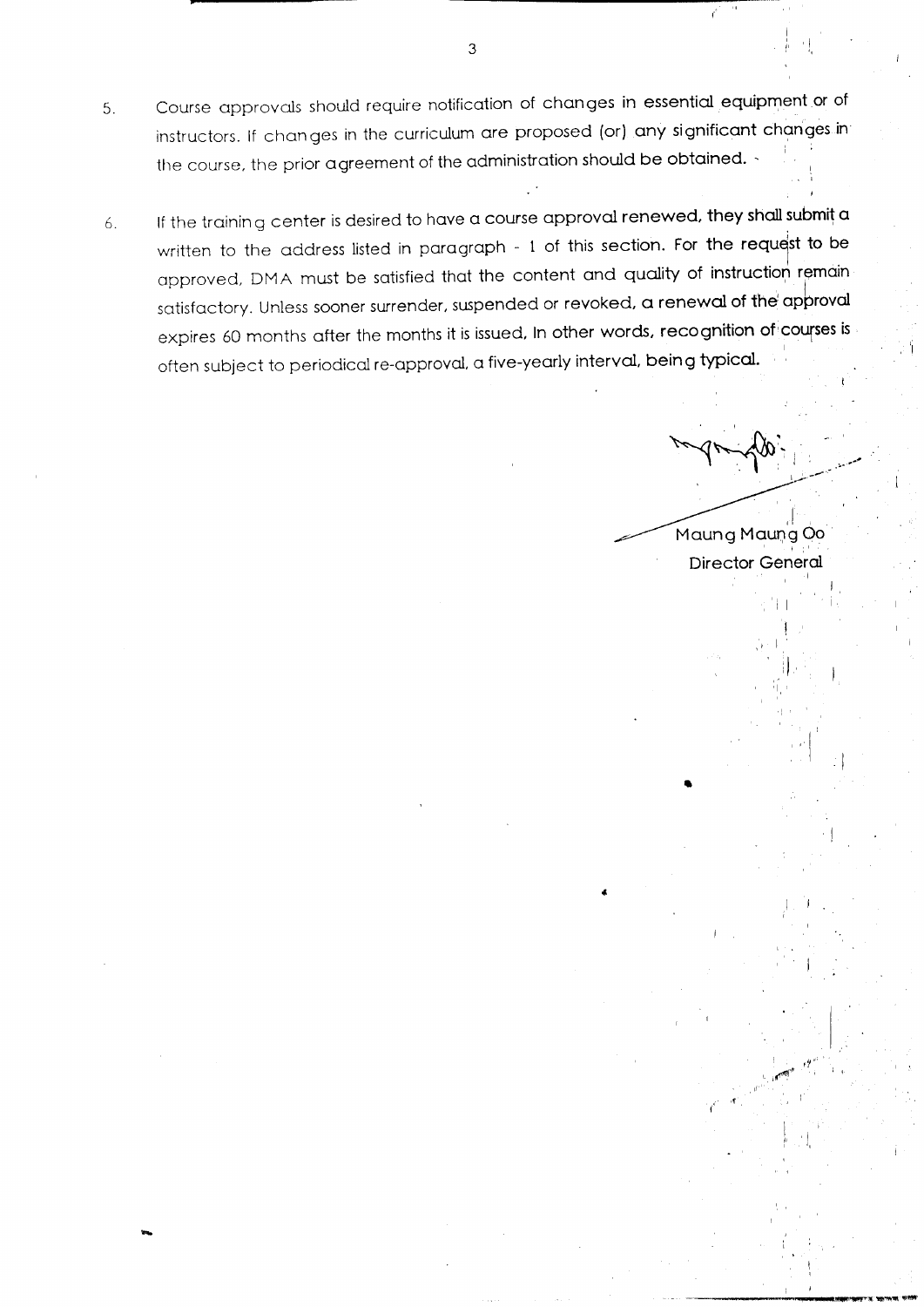5. Course approvals should require notification of changes in essential equipment or of instructors. If changes in the curriculum are proposed (or) any significant changes in the course, the prior agreement of the administration should be obtained.

6. If the training center is desired to have a course approval renewed, they shall submit a written to the address listed in paragraph - 1 of this section. For the request to be approved, DMA must be satisfied that the content and quality of instruction remain satisfactory. Unless sooner surrender, suspended or revoked, a renewal of the approval expires 60 months after the months it is issued, In other words, recognition of courses is often subject to periodical re-approval, a five-yearly interval, being typical.

Maung Maung Oo
Director General